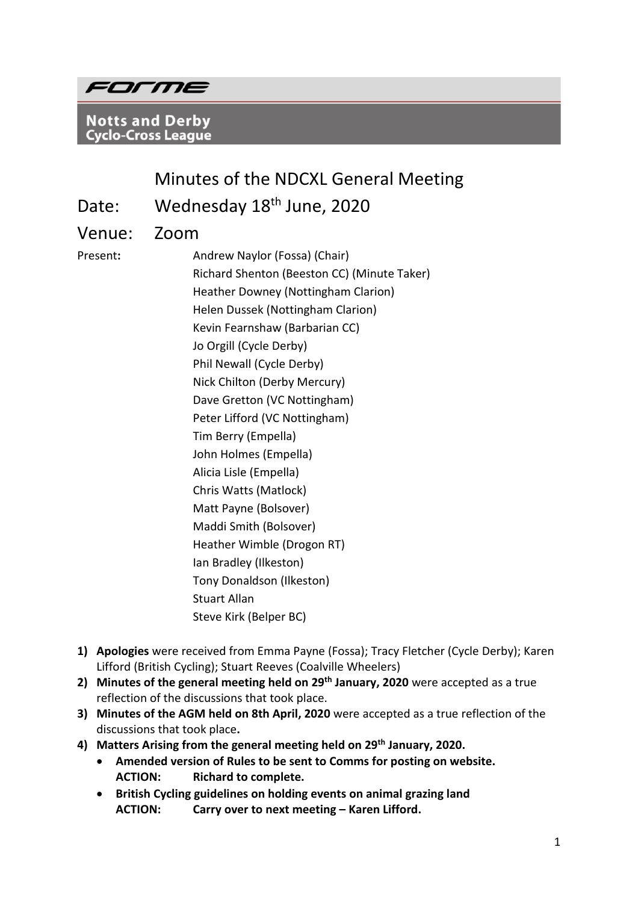**FORME**

**Notts and Derby Cyclo-Cross League**

# Minutes of the NDCXL General Meeting

**Date:** Wednesday 18th June, 2020

**Venue:** Zoom

**Present:**
- Andrew Naylor (Fossa) (Chair)
- Richard Shenton (Beeston CC) (Minute Taker)
- Heather Downey (Nottingham Clarion)
- Helen Dussek (Nottingham Clarion)
- Kevin Fearnshaw (Barbarian CC)
- Jo Orgill (Cycle Derby)
- Phil Newall (Cycle Derby)
- Nick Chilton (Derby Mercury)
- Dave Gretton (VC Nottingham)
- Peter Lifford (VC Nottingham)
- Tim Berry (Empella)
- John Holmes (Empella)
- Alicia Lisle (Empella)
- Chris Watts (Matlock)
- Matt Payne (Bolsover)
- Maddi Smith (Bolsover)
- Heather Wimble (Drogon RT)
- Ian Bradley (Ilkeston)
- Tony Donaldson (Ilkeston)
- Stuart Allan
- Steve Kirk (Belper BC)

1) **Apologies** were received from Emma Payne (Fossa); Tracy Fletcher (Cycle Derby); Karen Lifford (British Cycling); Stuart Reeves (Coalville Wheelers)
2) **Minutes of the general meeting held on 29th January, 2020** were accepted as a true reflection of the discussions that took place.
3) **Minutes of the AGM held on 8th April, 2020** were accepted as a true reflection of the discussions that took place**.**
4) **Matters Arising from the general meeting held on 29th January, 2020.**
   - **Amended version of Rules to be sent to Comms for posting on website.**
     **ACTION: Richard to complete.**
   - **British Cycling guidelines on holding events on animal grazing land**
     **ACTION: Carry over to next meeting – Karen Lifford.**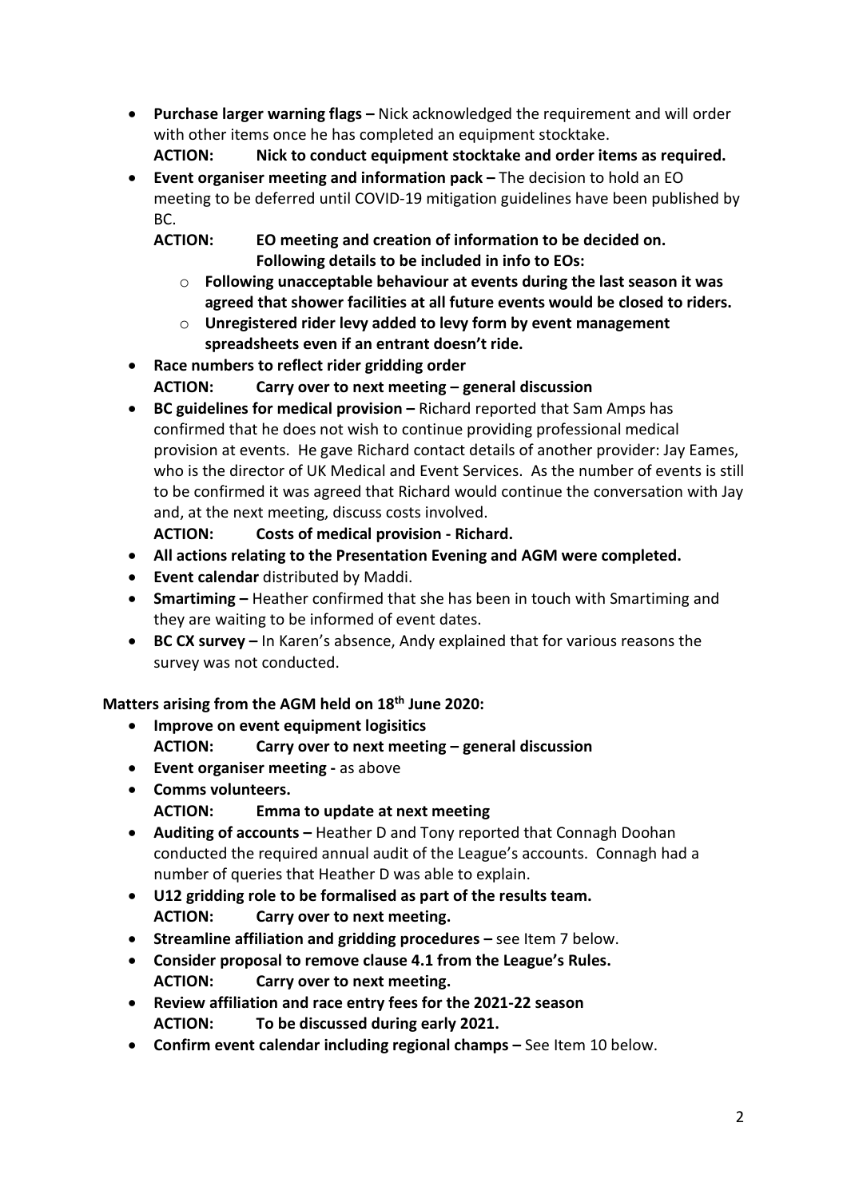- **Purchase larger warning flags –** Nick acknowledged the requirement and will order with other items once he has completed an equipment stocktake.
  **ACTION: Nick to conduct equipment stocktake and order items as required.**
- **Event organiser meeting and information pack –** The decision to hold an EO meeting to be deferred until COVID-19 mitigation guidelines have been published by BC.
  **ACTION: EO meeting and creation of information to be decided on. Following details to be included in info to EOs:**
  - **Following unacceptable behaviour at events during the last season it was agreed that shower facilities at all future events would be closed to riders.**
  - **Unregistered rider levy added to levy form by event management spreadsheets even if an entrant doesn't ride.**
- **Race numbers to reflect rider gridding order**
  **ACTION: Carry over to next meeting – general discussion**
- **BC guidelines for medical provision –** Richard reported that Sam Amps has confirmed that he does not wish to continue providing professional medical provision at events. He gave Richard contact details of another provider: Jay Eames, who is the director of UK Medical and Event Services. As the number of events is still to be confirmed it was agreed that Richard would continue the conversation with Jay and, at the next meeting, discuss costs involved.
  **ACTION: Costs of medical provision - Richard.**
- **All actions relating to the Presentation Evening and AGM were completed.**
- **Event calendar** distributed by Maddi.
- **Smartiming –** Heather confirmed that she has been in touch with Smartiming and they are waiting to be informed of event dates.
- **BC CX survey –** In Karen's absence, Andy explained that for various reasons the survey was not conducted.

**Matters arising from the AGM held on 18th June 2020:**

- **Improve on event equipment logisitics**
  **ACTION: Carry over to next meeting – general discussion**
- **Event organiser meeting -** as above
- **Comms volunteers.**
  **ACTION: Emma to update at next meeting**
- **Auditing of accounts –** Heather D and Tony reported that Connagh Doohan conducted the required annual audit of the League's accounts. Connagh had a number of queries that Heather D was able to explain.
- **U12 gridding role to be formalised as part of the results team.**
  **ACTION: Carry over to next meeting.**
- **Streamline affiliation and gridding procedures –** see Item 7 below.
- **Consider proposal to remove clause 4.1 from the League's Rules.**
  **ACTION: Carry over to next meeting.**
- **Review affiliation and race entry fees for the 2021-22 season**
  **ACTION: To be discussed during early 2021.**
- **Confirm event calendar including regional champs –** See Item 10 below.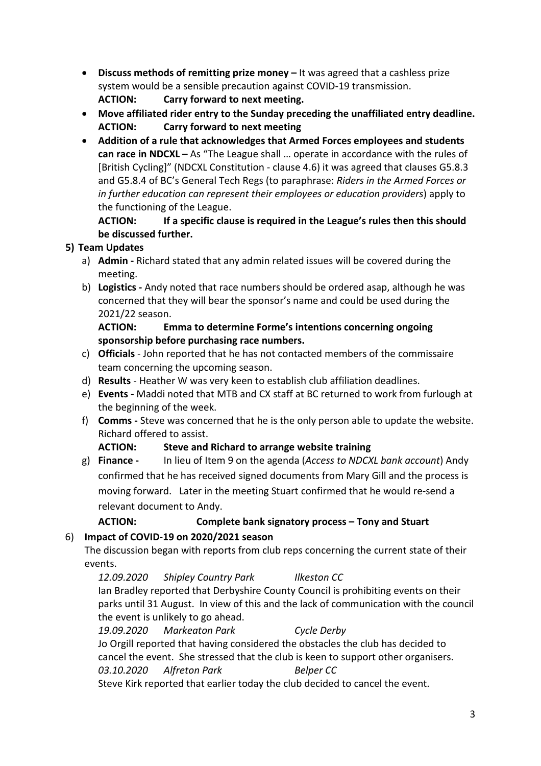- **Discuss methods of remitting prize money –** It was agreed that a cashless prize system would be a sensible precaution against COVID-19 transmission.
  **ACTION: Carry forward to next meeting.**
- **Move affiliated rider entry to the Sunday preceding the unaffiliated entry deadline.**
  **ACTION: Carry forward to next meeting**
- **Addition of a rule that acknowledges that Armed Forces employees and students can race in NDCXL –** As "The League shall … operate in accordance with the rules of [British Cycling]" (NDCXL Constitution - clause 4.6) it was agreed that clauses G5.8.3 and G5.8.4 of BC's General Tech Regs (to paraphrase: *Riders in the Armed Forces or in further education can represent their employees or education providers*) apply to the functioning of the League.
  **ACTION: If a specific clause is required in the League's rules then this should be discussed further.**

**5) Team Updates**

a) **Admin -** Richard stated that any admin related issues will be covered during the meeting.

b) **Logistics -** Andy noted that race numbers should be ordered asap, although he was concerned that they will bear the sponsor's name and could be used during the 2021/22 season.
   **ACTION: Emma to determine Forme's intentions concerning ongoing sponsorship before purchasing race numbers.**

c) **Officials** - John reported that he has not contacted members of the commissaire team concerning the upcoming season.

d) **Results** - Heather W was very keen to establish club affiliation deadlines.

e) **Events -** Maddi noted that MTB and CX staff at BC returned to work from furlough at the beginning of the week.

f) **Comms -** Steve was concerned that he is the only person able to update the website. Richard offered to assist.
   **ACTION: Steve and Richard to arrange website training**

g) **Finance -** In lieu of Item 9 on the agenda (*Access to NDCXL bank account*) Andy confirmed that he has received signed documents from Mary Gill and the process is moving forward. Later in the meeting Stuart confirmed that he would re-send a relevant document to Andy.
   **ACTION: Complete bank signatory process – Tony and Stuart**

**6) Impact of COVID-19 on 2020/2021 season**

The discussion began with reports from club reps concerning the current state of their events.

*12.09.2020 Shipley Country Park Ilkeston CC*

Ian Bradley reported that Derbyshire County Council is prohibiting events on their parks until 31 August. In view of this and the lack of communication with the council the event is unlikely to go ahead.

*19.09.2020 Markeaton Park Cycle Derby*

Jo Orgill reported that having considered the obstacles the club has decided to cancel the event. She stressed that the club is keen to support other organisers.

*03.10.2020 Alfreton Park Belper CC*

Steve Kirk reported that earlier today the club decided to cancel the event.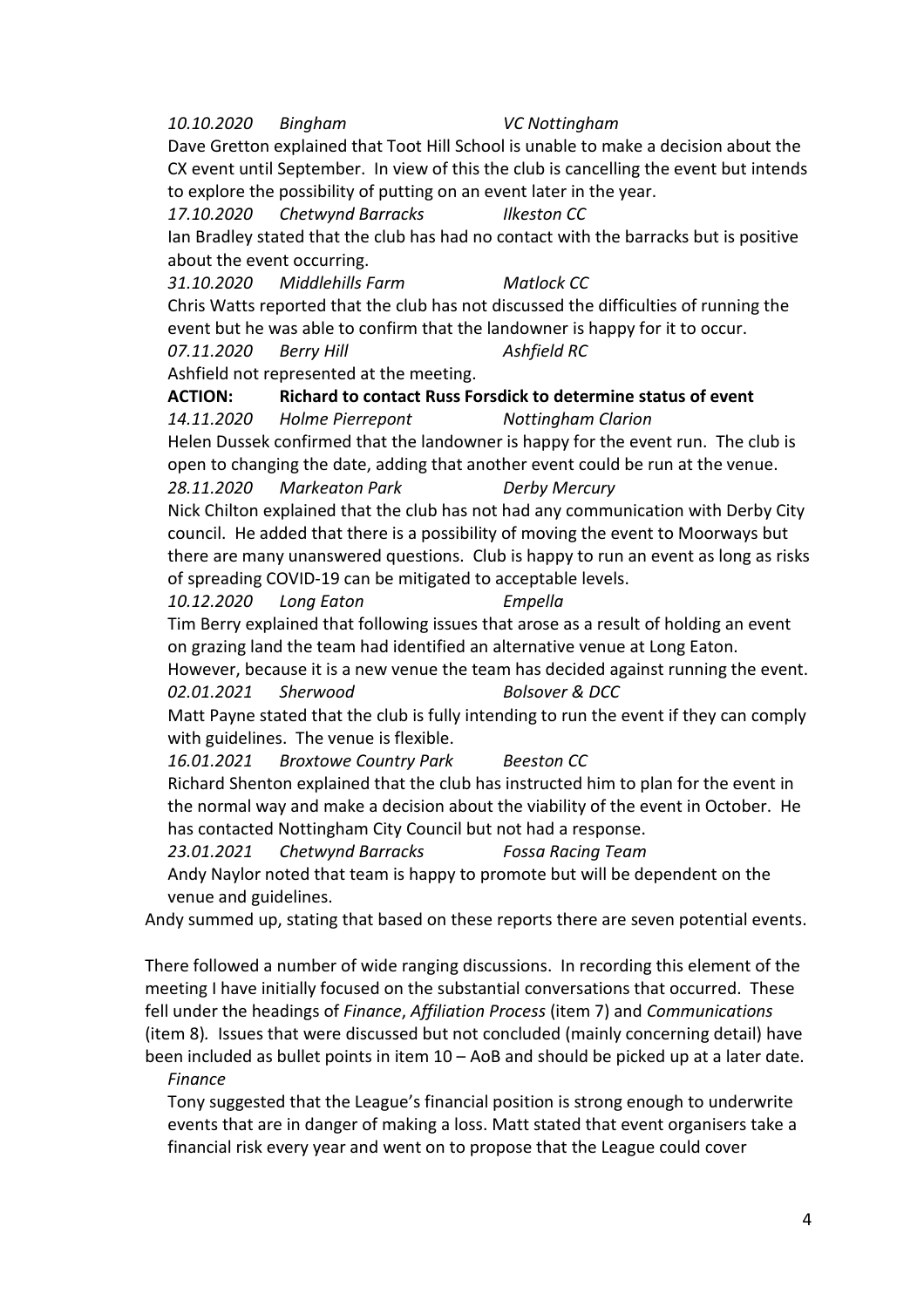*10.10.2020 Bingham VC Nottingham*

Dave Gretton explained that Toot Hill School is unable to make a decision about the CX event until September. In view of this the club is cancelling the event but intends to explore the possibility of putting on an event later in the year.

*17.10.2020 Chetwynd Barracks Ilkeston CC*

Ian Bradley stated that the club has had no contact with the barracks but is positive about the event occurring.

*31.10.2020 Middlehills Farm Matlock CC*

Chris Watts reported that the club has not discussed the difficulties of running the event but he was able to confirm that the landowner is happy for it to occur.

*07.11.2020 Berry Hill Ashfield RC*

Ashfield not represented at the meeting.

**ACTION: Richard to contact Russ Forsdick to determine status of event**

*14.11.2020 Holme Pierrepont Nottingham Clarion*

Helen Dussek confirmed that the landowner is happy for the event run. The club is open to changing the date, adding that another event could be run at the venue.

*28.11.2020 Markeaton Park Derby Mercury*

Nick Chilton explained that the club has not had any communication with Derby City council. He added that there is a possibility of moving the event to Moorways but there are many unanswered questions. Club is happy to run an event as long as risks of spreading COVID-19 can be mitigated to acceptable levels.

*10.12.2020 Long Eaton Empella*

Tim Berry explained that following issues that arose as a result of holding an event on grazing land the team had identified an alternative venue at Long Eaton. However, because it is a new venue the team has decided against running the event.

*02.01.2021 Sherwood Bolsover & DCC*

Matt Payne stated that the club is fully intending to run the event if they can comply with guidelines. The venue is flexible.

*16.01.2021 Broxtowe Country Park Beeston CC*

Richard Shenton explained that the club has instructed him to plan for the event in the normal way and make a decision about the viability of the event in October. He has contacted Nottingham City Council but not had a response.

*23.01.2021 Chetwynd Barracks Fossa Racing Team*

Andy Naylor noted that team is happy to promote but will be dependent on the venue and guidelines.

Andy summed up, stating that based on these reports there are seven potential events.

There followed a number of wide ranging discussions. In recording this element of the meeting I have initially focused on the substantial conversations that occurred. These fell under the headings of *Finance*, *Affiliation Process* (item 7) and *Communications* (item 8). Issues that were discussed but not concluded (mainly concerning detail) have been included as bullet points in item 10 – AoB and should be picked up at a later date.

*Finance*

Tony suggested that the League's financial position is strong enough to underwrite events that are in danger of making a loss. Matt stated that event organisers take a financial risk every year and went on to propose that the League could cover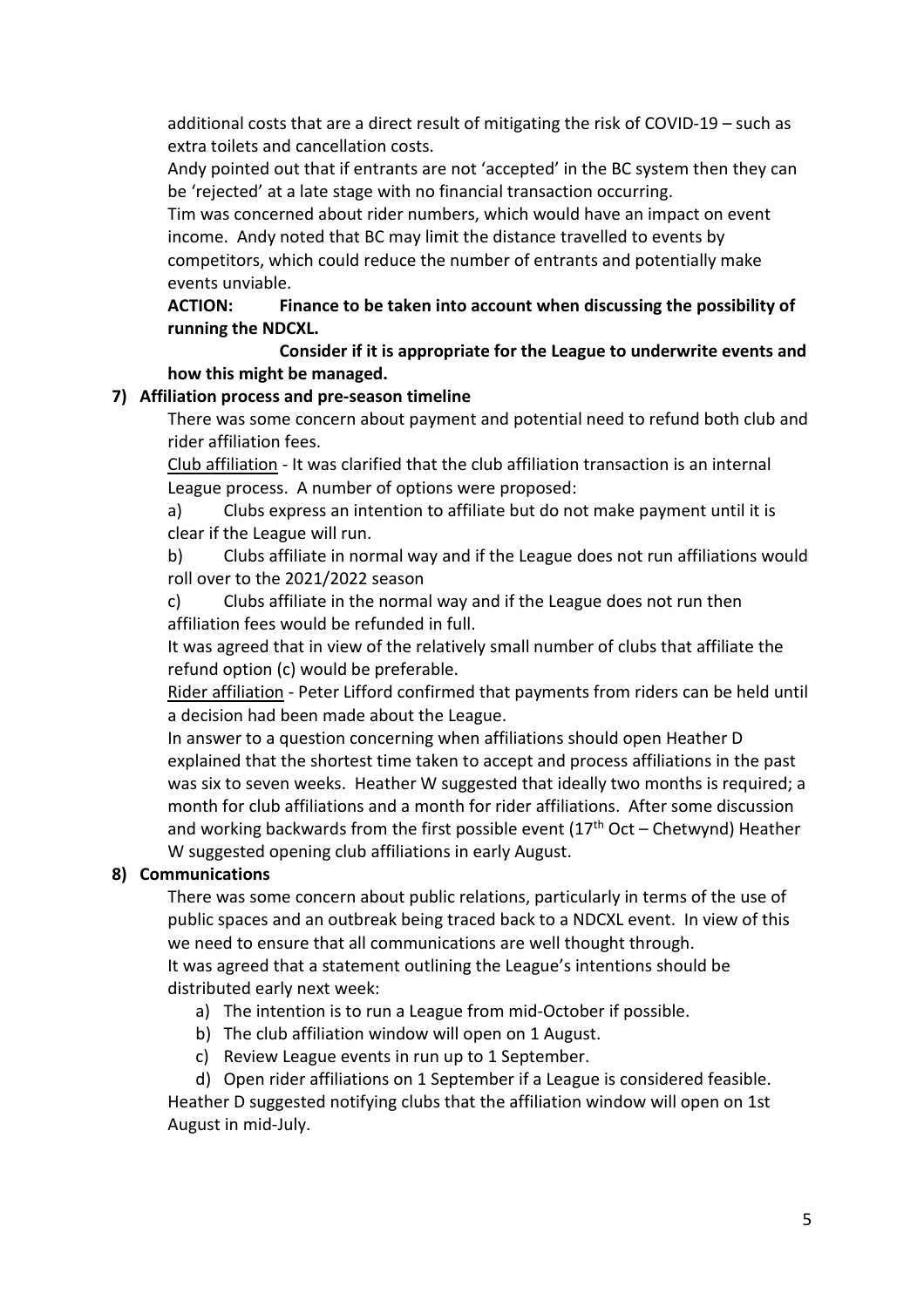additional costs that are a direct result of mitigating the risk of COVID-19 – such as extra toilets and cancellation costs.

Andy pointed out that if entrants are not 'accepted' in the BC system then they can be 'rejected' at a late stage with no financial transaction occurring.

Tim was concerned about rider numbers, which would have an impact on event income. Andy noted that BC may limit the distance travelled to events by competitors, which could reduce the number of entrants and potentially make events unviable.

**ACTION: Finance to be taken into account when discussing the possibility of running the NDCXL.**

**Consider if it is appropriate for the League to underwrite events and how this might be managed.**

**7) Affiliation process and pre-season timeline**

There was some concern about payment and potential need to refund both club and rider affiliation fees.

Club affiliation - It was clarified that the club affiliation transaction is an internal League process. A number of options were proposed:

a) Clubs express an intention to affiliate but do not make payment until it is clear if the League will run.

b) Clubs affiliate in normal way and if the League does not run affiliations would roll over to the 2021/2022 season

c) Clubs affiliate in the normal way and if the League does not run then affiliation fees would be refunded in full.

It was agreed that in view of the relatively small number of clubs that affiliate the refund option (c) would be preferable.

Rider affiliation - Peter Lifford confirmed that payments from riders can be held until a decision had been made about the League.

In answer to a question concerning when affiliations should open Heather D explained that the shortest time taken to accept and process affiliations in the past was six to seven weeks. Heather W suggested that ideally two months is required; a month for club affiliations and a month for rider affiliations. After some discussion and working backwards from the first possible event (17th Oct – Chetwynd) Heather W suggested opening club affiliations in early August.

**8) Communications**

There was some concern about public relations, particularly in terms of the use of public spaces and an outbreak being traced back to a NDCXL event. In view of this we need to ensure that all communications are well thought through.

It was agreed that a statement outlining the League's intentions should be distributed early next week:

a) The intention is to run a League from mid-October if possible.
b) The club affiliation window will open on 1 August.
c) Review League events in run up to 1 September.
d) Open rider affiliations on 1 September if a League is considered feasible.

Heather D suggested notifying clubs that the affiliation window will open on 1st August in mid-July.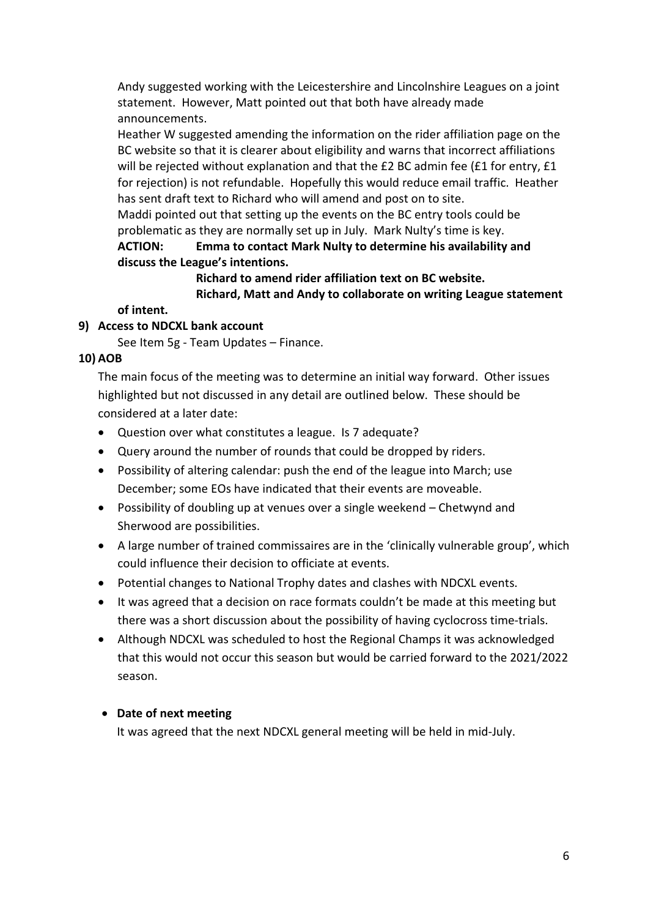Andy suggested working with the Leicestershire and Lincolnshire Leagues on a joint statement. However, Matt pointed out that both have already made announcements.

Heather W suggested amending the information on the rider affiliation page on the BC website so that it is clearer about eligibility and warns that incorrect affiliations will be rejected without explanation and that the £2 BC admin fee (£1 for entry, £1 for rejection) is not refundable. Hopefully this would reduce email traffic. Heather has sent draft text to Richard who will amend and post on to site.

Maddi pointed out that setting up the events on the BC entry tools could be problematic as they are normally set up in July. Mark Nulty's time is key.

**ACTION: Emma to contact Mark Nulty to determine his availability and discuss the League's intentions.**

**Richard to amend rider affiliation text on BC website.**

**Richard, Matt and Andy to collaborate on writing League statement of intent.**

**9) Access to NDCXL bank account**

See Item 5g - Team Updates – Finance.

**10) AOB**

The main focus of the meeting was to determine an initial way forward. Other issues highlighted but not discussed in any detail are outlined below. These should be considered at a later date:

- Question over what constitutes a league. Is 7 adequate?
- Query around the number of rounds that could be dropped by riders.
- Possibility of altering calendar: push the end of the league into March; use December; some EOs have indicated that their events are moveable.
- Possibility of doubling up at venues over a single weekend – Chetwynd and Sherwood are possibilities.
- A large number of trained commissaires are in the 'clinically vulnerable group', which could influence their decision to officiate at events.
- Potential changes to National Trophy dates and clashes with NDCXL events.
- It was agreed that a decision on race formats couldn't be made at this meeting but there was a short discussion about the possibility of having cyclocross time-trials.
- Although NDCXL was scheduled to host the Regional Champs it was acknowledged that this would not occur this season but would be carried forward to the 2021/2022 season.

- **Date of next meeting**

  It was agreed that the next NDCXL general meeting will be held in mid-July.